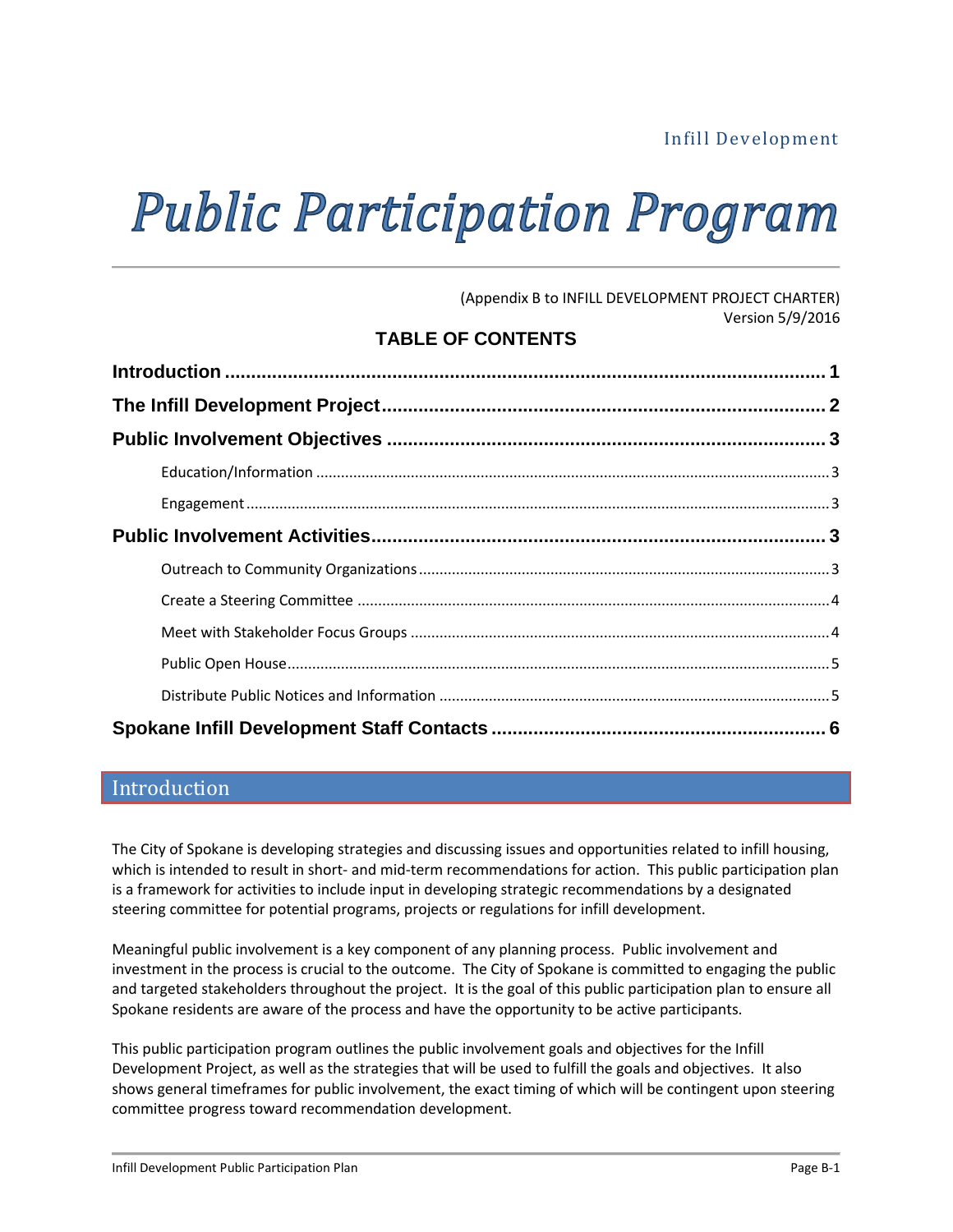Infill Development

# Public Participation Program

(Appendix B to INFILL DEVELOPMENT PROJECT CHARTER)
Version 5/9/2016

## TABLE OF CONTENTS

**Introduction** ..... 1

**The Infill Development Project** ..... 2

**Public Involvement Objectives** ..... 3

- Education/Information ..... 3
- Engagement ..... 3

**Public Involvement Activities** ..... 3

- Outreach to Community Organizations ..... 3
- Create a Steering Committee ..... 4
- Meet with Stakeholder Focus Groups ..... 4
- Public Open House ..... 5
- Distribute Public Notices and Information ..... 5

**Spokane Infill Development Staff Contacts** ..... 6

## Introduction

The City of Spokane is developing strategies and discussing issues and opportunities related to infill housing, which is intended to result in short- and mid-term recommendations for action. This public participation plan is a framework for activities to include input in developing strategic recommendations by a designated steering committee for potential programs, projects or regulations for infill development.

Meaningful public involvement is a key component of any planning process. Public involvement and investment in the process is crucial to the outcome. The City of Spokane is committed to engaging the public and targeted stakeholders throughout the project. It is the goal of this public participation plan to ensure all Spokane residents are aware of the process and have the opportunity to be active participants.

This public participation program outlines the public involvement goals and objectives for the Infill Development Project, as well as the strategies that will be used to fulfill the goals and objectives. It also shows general timeframes for public involvement, the exact timing of which will be contingent upon steering committee progress toward recommendation development.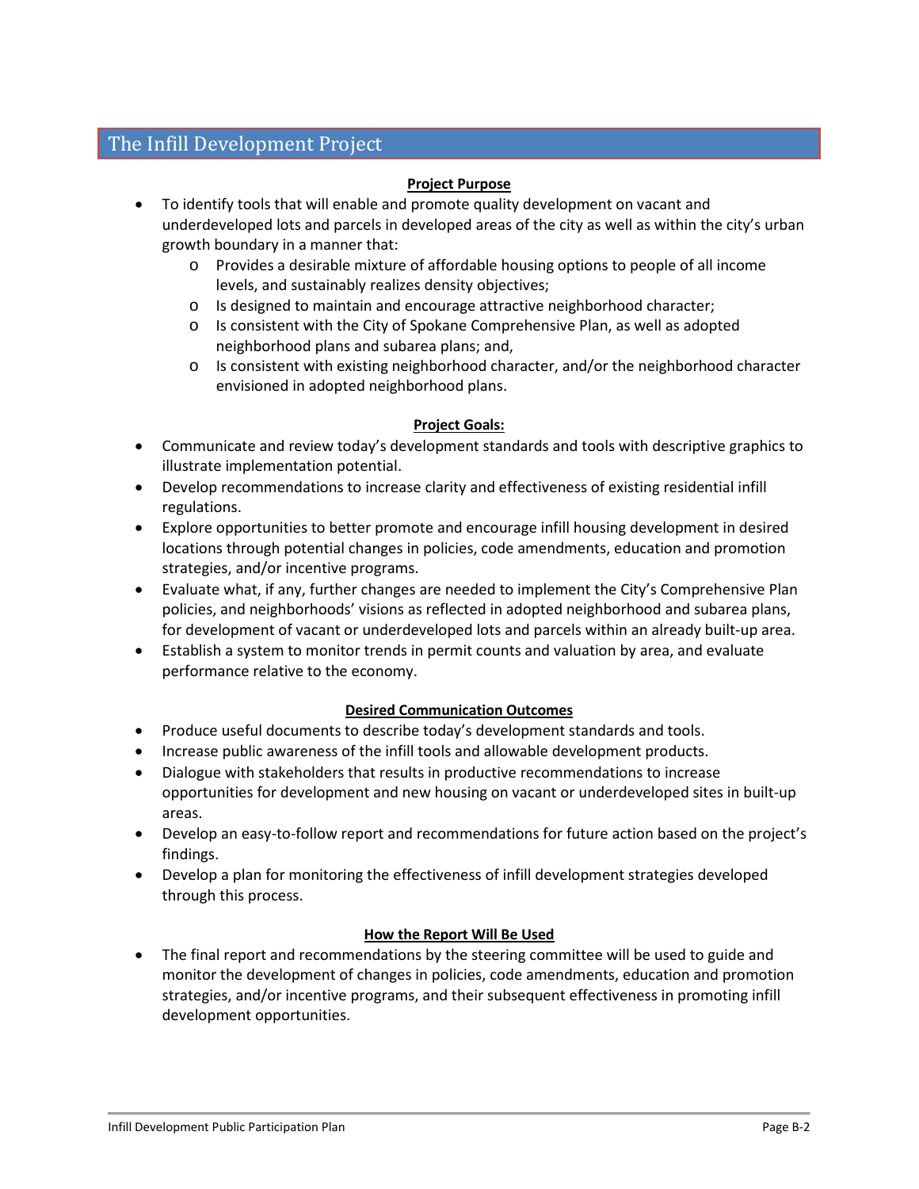# The Infill Development Project

**Project Purpose**

- To identify tools that will enable and promote quality development on vacant and underdeveloped lots and parcels in developed areas of the city as well as within the city's urban growth boundary in a manner that:
  - Provides a desirable mixture of affordable housing options to people of all income levels, and sustainably realizes density objectives;
  - Is designed to maintain and encourage attractive neighborhood character;
  - Is consistent with the City of Spokane Comprehensive Plan, as well as adopted neighborhood plans and subarea plans; and,
  - Is consistent with existing neighborhood character, and/or the neighborhood character envisioned in adopted neighborhood plans.

**Project Goals:**

- Communicate and review today's development standards and tools with descriptive graphics to illustrate implementation potential.
- Develop recommendations to increase clarity and effectiveness of existing residential infill regulations.
- Explore opportunities to better promote and encourage infill housing development in desired locations through potential changes in policies, code amendments, education and promotion strategies, and/or incentive programs.
- Evaluate what, if any, further changes are needed to implement the City's Comprehensive Plan policies, and neighborhoods' visions as reflected in adopted neighborhood and subarea plans, for development of vacant or underdeveloped lots and parcels within an already built-up area.
- Establish a system to monitor trends in permit counts and valuation by area, and evaluate performance relative to the economy.

**Desired Communication Outcomes**

- Produce useful documents to describe today's development standards and tools.
- Increase public awareness of the infill tools and allowable development products.
- Dialogue with stakeholders that results in productive recommendations to increase opportunities for development and new housing on vacant or underdeveloped sites in built-up areas.
- Develop an easy-to-follow report and recommendations for future action based on the project's findings.
- Develop a plan for monitoring the effectiveness of infill development strategies developed through this process.

**How the Report Will Be Used**

- The final report and recommendations by the steering committee will be used to guide and monitor the development of changes in policies, code amendments, education and promotion strategies, and/or incentive programs, and their subsequent effectiveness in promoting infill development opportunities.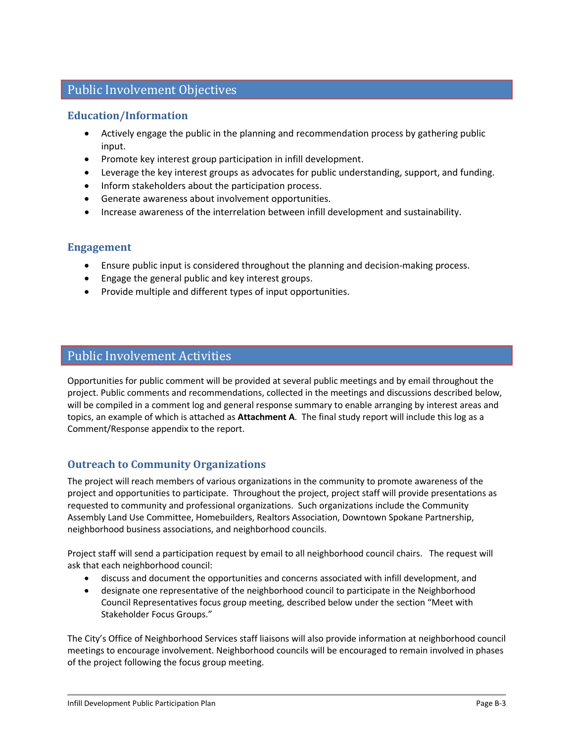## Public Involvement Objectives

### Education/Information

- Actively engage the public in the planning and recommendation process by gathering public input.
- Promote key interest group participation in infill development.
- Leverage the key interest groups as advocates for public understanding, support, and funding.
- Inform stakeholders about the participation process.
- Generate awareness about involvement opportunities.
- Increase awareness of the interrelation between infill development and sustainability.

### Engagement

- Ensure public input is considered throughout the planning and decision-making process.
- Engage the general public and key interest groups.
- Provide multiple and different types of input opportunities.

## Public Involvement Activities

Opportunities for public comment will be provided at several public meetings and by email throughout the project. Public comments and recommendations, collected in the meetings and discussions described below, will be compiled in a comment log and general response summary to enable arranging by interest areas and topics, an example of which is attached as **Attachment A**. The final study report will include this log as a Comment/Response appendix to the report.

### Outreach to Community Organizations

The project will reach members of various organizations in the community to promote awareness of the project and opportunities to participate. Throughout the project, project staff will provide presentations as requested to community and professional organizations. Such organizations include the Community Assembly Land Use Committee, Homebuilders, Realtors Association, Downtown Spokane Partnership, neighborhood business associations, and neighborhood councils.

Project staff will send a participation request by email to all neighborhood council chairs. The request will ask that each neighborhood council:

- discuss and document the opportunities and concerns associated with infill development, and
- designate one representative of the neighborhood council to participate in the Neighborhood Council Representatives focus group meeting, described below under the section "Meet with Stakeholder Focus Groups."

The City's Office of Neighborhood Services staff liaisons will also provide information at neighborhood council meetings to encourage involvement. Neighborhood councils will be encouraged to remain involved in phases of the project following the focus group meeting.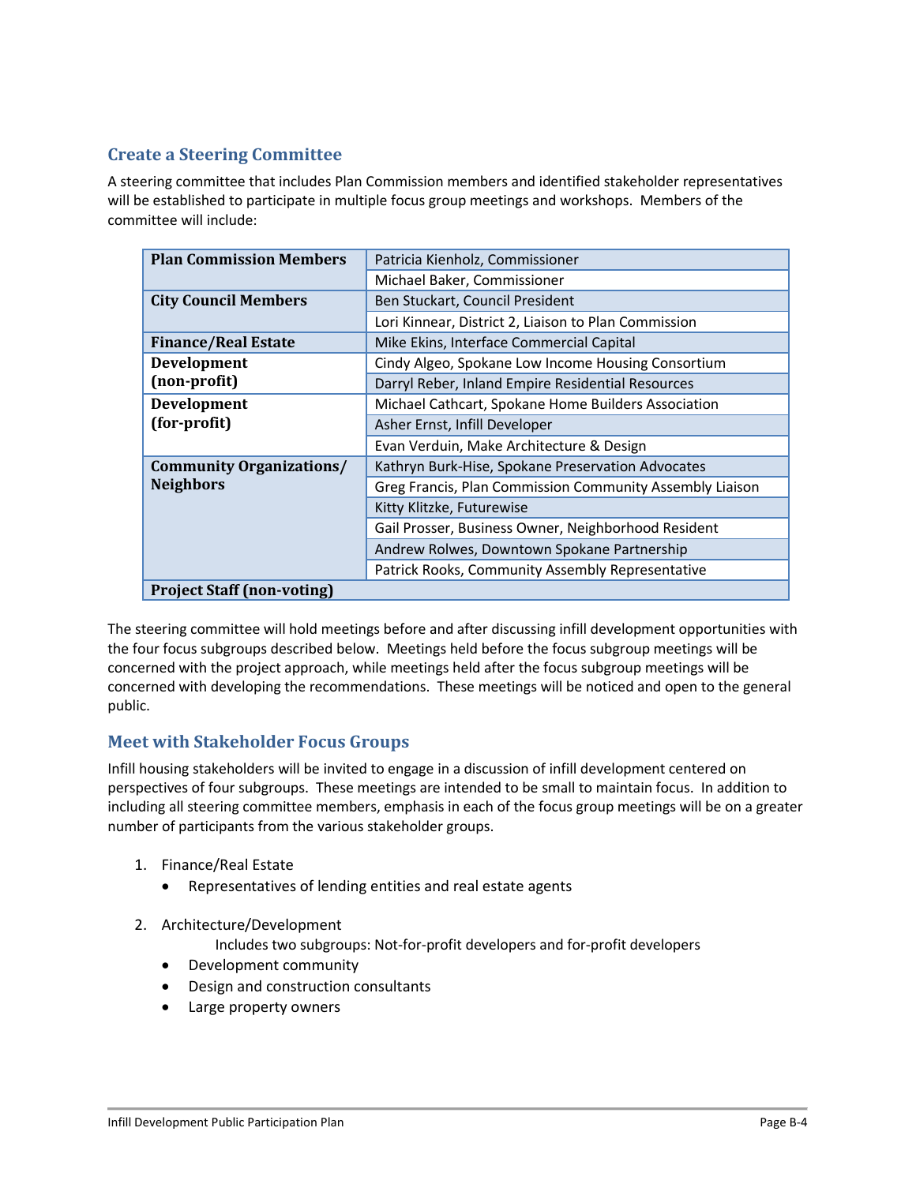## Create a Steering Committee

A steering committee that includes Plan Commission members and identified stakeholder representatives will be established to participate in multiple focus group meetings and workshops. Members of the committee will include:

| | |
|---|---|
| **Plan Commission Members** | Patricia Kienholz, Commissioner |
| | Michael Baker, Commissioner |
| **City Council Members** | Ben Stuckart, Council President |
| | Lori Kinnear, District 2, Liaison to Plan Commission |
| **Finance/Real Estate** | Mike Ekins, Interface Commercial Capital |
| **Development (non-profit)** | Cindy Algeo, Spokane Low Income Housing Consortium |
| | Darryl Reber, Inland Empire Residential Resources |
| **Development (for-profit)** | Michael Cathcart, Spokane Home Builders Association |
| | Asher Ernst, Infill Developer |
| | Evan Verduin, Make Architecture & Design |
| **Community Organizations/ Neighbors** | Kathryn Burk-Hise, Spokane Preservation Advocates |
| | Greg Francis, Plan Commission Community Assembly Liaison |
| | Kitty Klitzke, Futurewise |
| | Gail Prosser, Business Owner, Neighborhood Resident |
| | Andrew Rolwes, Downtown Spokane Partnership |
| | Patrick Rooks, Community Assembly Representative |
| **Project Staff (non-voting)** | |

The steering committee will hold meetings before and after discussing infill development opportunities with the four focus subgroups described below. Meetings held before the focus subgroup meetings will be concerned with the project approach, while meetings held after the focus subgroup meetings will be concerned with developing the recommendations. These meetings will be noticed and open to the general public.

## Meet with Stakeholder Focus Groups

Infill housing stakeholders will be invited to engage in a discussion of infill development centered on perspectives of four subgroups. These meetings are intended to be small to maintain focus. In addition to including all steering committee members, emphasis in each of the focus group meetings will be on a greater number of participants from the various stakeholder groups.

1. Finance/Real Estate
   - Representatives of lending entities and real estate agents

2. Architecture/Development

   Includes two subgroups: Not-for-profit developers and for-profit developers

   - Development community
   - Design and construction consultants
   - Large property owners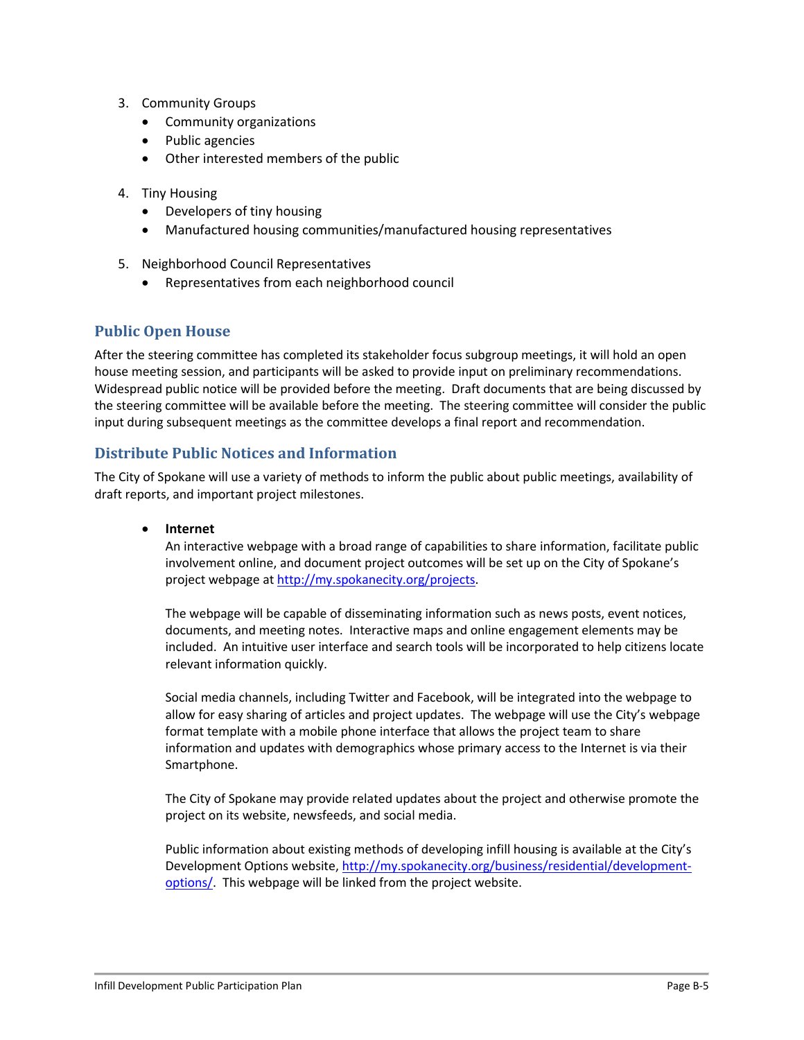3. Community Groups
   - Community organizations
   - Public agencies
   - Other interested members of the public

4. Tiny Housing
   - Developers of tiny housing
   - Manufactured housing communities/manufactured housing representatives

5. Neighborhood Council Representatives
   - Representatives from each neighborhood council

## Public Open House

After the steering committee has completed its stakeholder focus subgroup meetings, it will hold an open house meeting session, and participants will be asked to provide input on preliminary recommendations. Widespread public notice will be provided before the meeting. Draft documents that are being discussed by the steering committee will be available before the meeting. The steering committee will consider the public input during subsequent meetings as the committee develops a final report and recommendation.

## Distribute Public Notices and Information

The City of Spokane will use a variety of methods to inform the public about public meetings, availability of draft reports, and important project milestones.

- **Internet**

  An interactive webpage with a broad range of capabilities to share information, facilitate public involvement online, and document project outcomes will be set up on the City of Spokane's project webpage at [http://my.spokanecity.org/projects](http://my.spokanecity.org/projects).

  The webpage will be capable of disseminating information such as news posts, event notices, documents, and meeting notes. Interactive maps and online engagement elements may be included. An intuitive user interface and search tools will be incorporated to help citizens locate relevant information quickly.

  Social media channels, including Twitter and Facebook, will be integrated into the webpage to allow for easy sharing of articles and project updates. The webpage will use the City's webpage format template with a mobile phone interface that allows the project team to share information and updates with demographics whose primary access to the Internet is via their Smartphone.

  The City of Spokane may provide related updates about the project and otherwise promote the project on its website, newsfeeds, and social media.

  Public information about existing methods of developing infill housing is available at the City's Development Options website, [http://my.spokanecity.org/business/residential/development-options/](http://my.spokanecity.org/business/residential/development-options/). This webpage will be linked from the project website.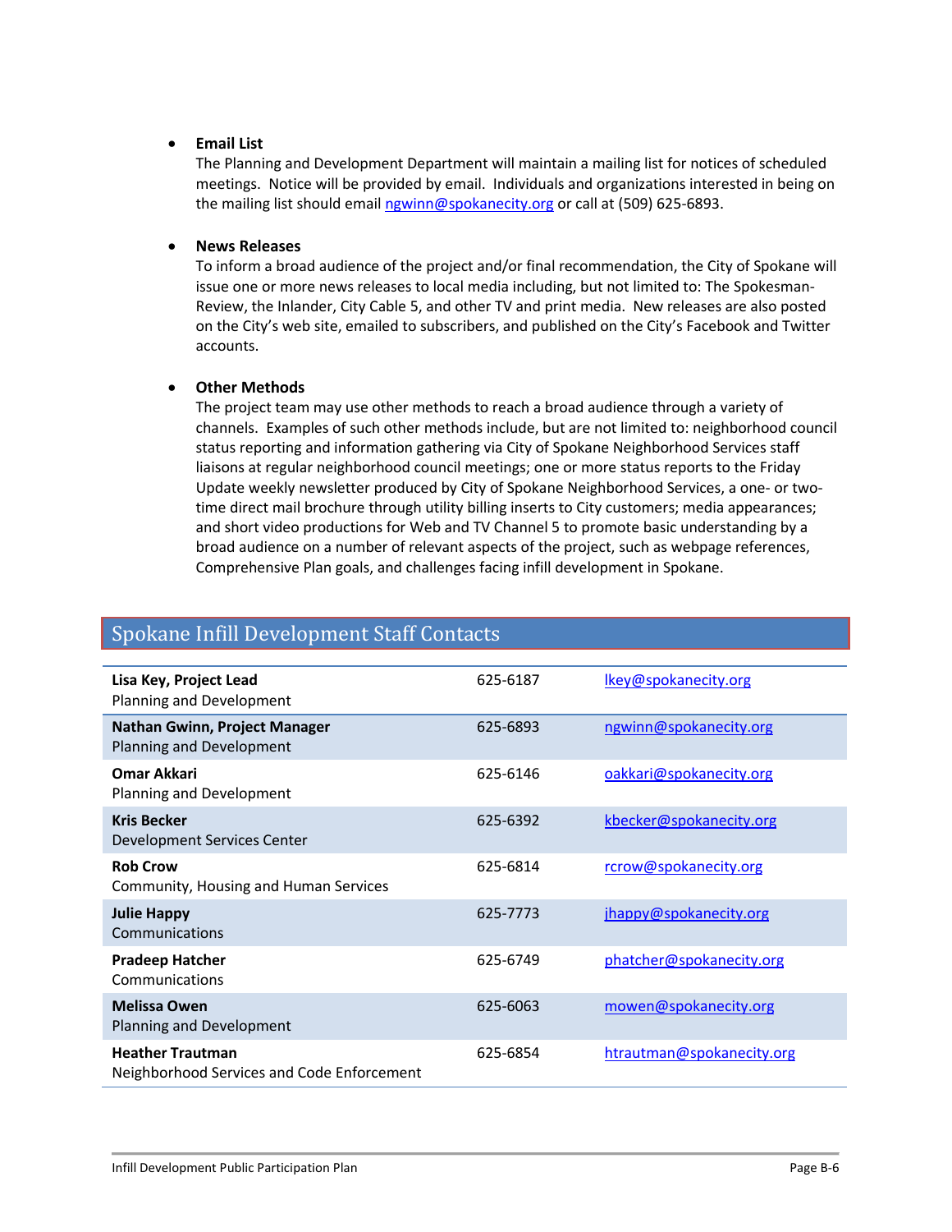- **Email List**
  The Planning and Development Department will maintain a mailing list for notices of scheduled meetings. Notice will be provided by email. Individuals and organizations interested in being on the mailing list should email ngwinn@spokanecity.org or call at (509) 625-6893.

- **News Releases**
  To inform a broad audience of the project and/or final recommendation, the City of Spokane will issue one or more news releases to local media including, but not limited to: The Spokesman-Review, the Inlander, City Cable 5, and other TV and print media. New releases are also posted on the City's web site, emailed to subscribers, and published on the City's Facebook and Twitter accounts.

- **Other Methods**
  The project team may use other methods to reach a broad audience through a variety of channels. Examples of such other methods include, but are not limited to: neighborhood council status reporting and information gathering via City of Spokane Neighborhood Services staff liaisons at regular neighborhood council meetings; one or more status reports to the Friday Update weekly newsletter produced by City of Spokane Neighborhood Services, a one- or two-time direct mail brochure through utility billing inserts to City customers; media appearances; and short video productions for Web and TV Channel 5 to promote basic understanding by a broad audience on a number of relevant aspects of the project, such as webpage references, Comprehensive Plan goals, and challenges facing infill development in Spokane.

## Spokane Infill Development Staff Contacts

| Name / Department | Phone | Email |
|---|---|---|
| **Lisa Key, Project Lead**<br>Planning and Development | 625-6187 | lkey@spokanecity.org |
| **Nathan Gwinn, Project Manager**<br>Planning and Development | 625-6893 | ngwinn@spokanecity.org |
| **Omar Akkari**<br>Planning and Development | 625-6146 | oakkari@spokanecity.org |
| **Kris Becker**<br>Development Services Center | 625-6392 | kbecker@spokanecity.org |
| **Rob Crow**<br>Community, Housing and Human Services | 625-6814 | rcrow@spokanecity.org |
| **Julie Happy**<br>Communications | 625-7773 | jhappy@spokanecity.org |
| **Pradeep Hatcher**<br>Communications | 625-6749 | phatcher@spokanecity.org |
| **Melissa Owen**<br>Planning and Development | 625-6063 | mowen@spokanecity.org |
| **Heather Trautman**<br>Neighborhood Services and Code Enforcement | 625-6854 | htrautman@spokanecity.org |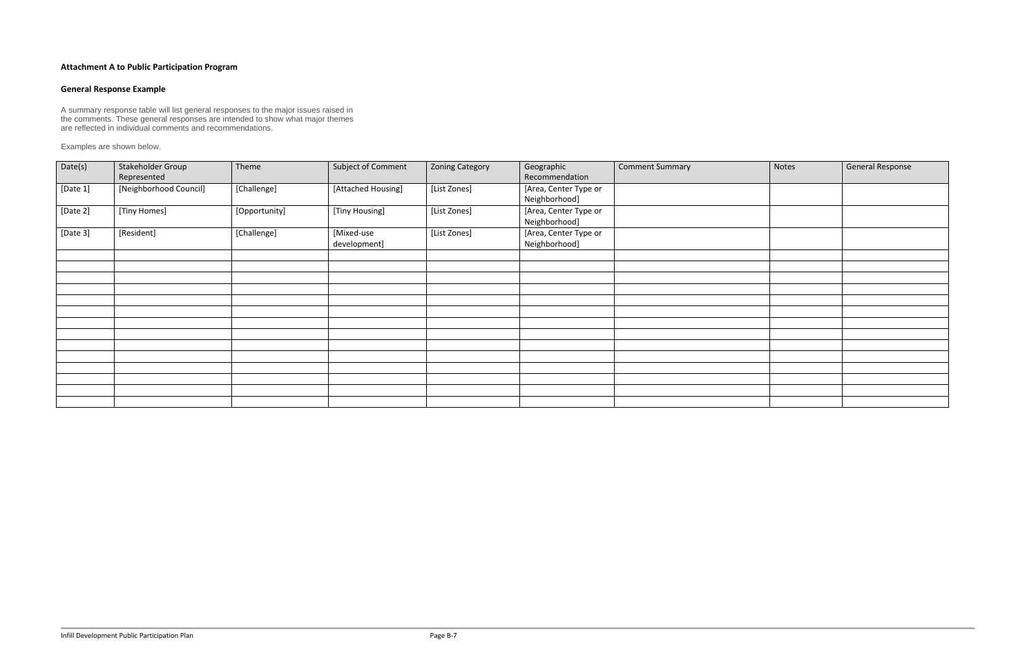**Attachment A to Public Participation Program**

**General Response Example**

A summary response table will list general responses to the major issues raised in the comments. These general responses are intended to show what major themes are reflected in individual comments and recommendations.

Examples are shown below.

| Date(s) | Stakeholder Group Represented | Theme | Subject of Comment | Zoning Category | Geographic Recommendation | Comment Summary | Notes | General Response |
|---|---|---|---|---|---|---|---|---|
| [Date 1] | [Neighborhood Council] | [Challenge] | [Attached Housing] | [List Zones] | [Area, Center Type or Neighborhood] | | | |
| [Date 2] | [Tiny Homes] | [Opportunity] | [Tiny Housing] | [List Zones] | [Area, Center Type or Neighborhood] | | | |
| [Date 3] | [Resident] | [Challenge] | [Mixed-use development] | [List Zones] | [Area, Center Type or Neighborhood] | | | |
| | | | | | | | | |
| | | | | | | | | |
| | | | | | | | | |
| | | | | | | | | |
| | | | | | | | | |
| | | | | | | | | |
| | | | | | | | | |
| | | | | | | | | |
| | | | | | | | | |
| | | | | | | | | |
| | | | | | | | | |
| | | | | | | | | |
| | | | | | | | | |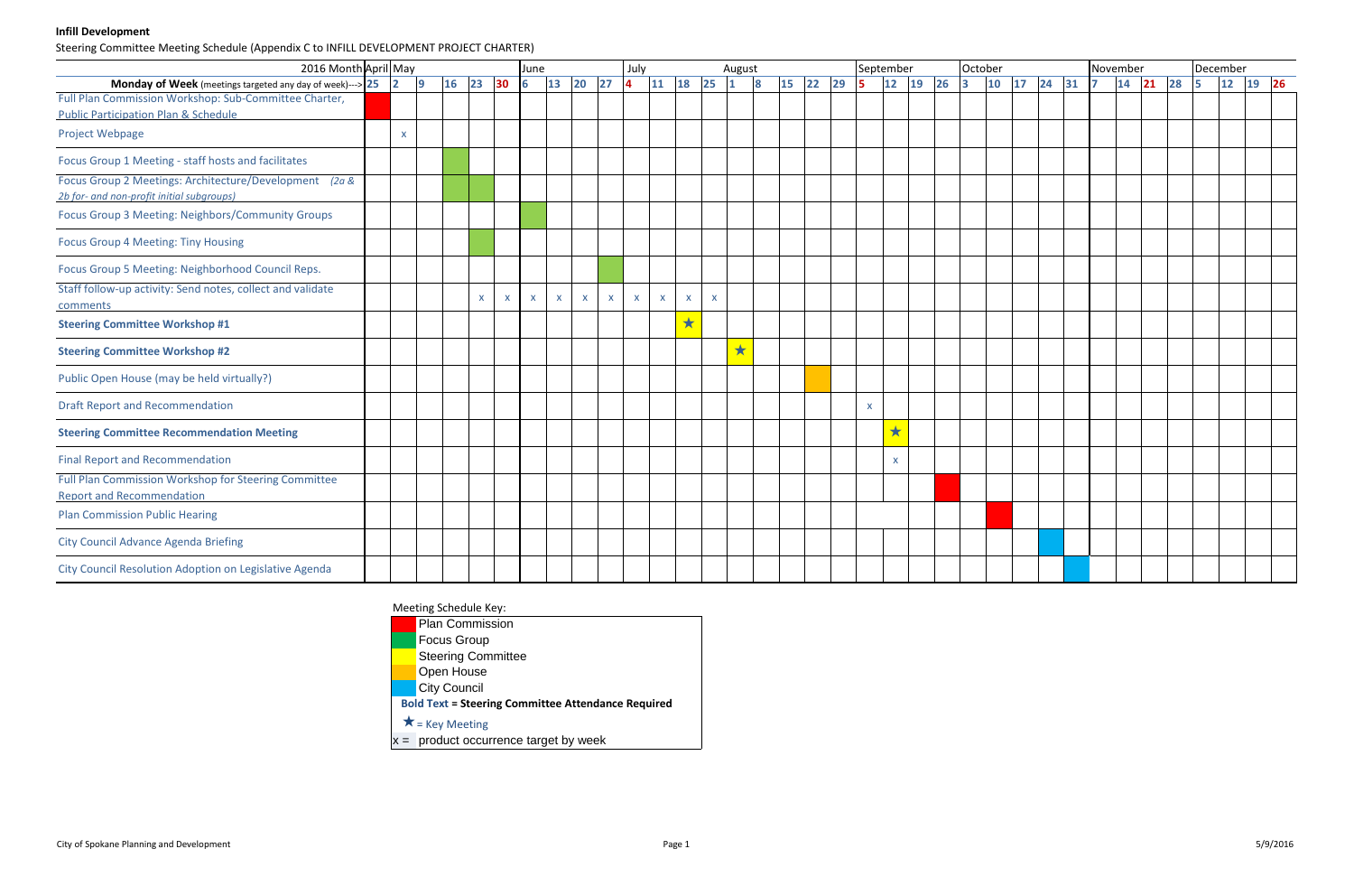**Infill Development**

Steering Committee Meeting Schedule (Appendix C to INFILL DEVELOPMENT PROJECT CHARTER)

| 2016 Month | April | May | | | | | June | | | | July | | | | August | | | | | September | | | | October | | | | | November | | | | December | | | |
|---|---|---|---|---|---|---|---|---|---|---|---|---|---|---|---|---|---|---|---|---|---|---|---|---|---|---|---|---|---|---|---|---|---|---|---|---|
| **Monday of Week** (meetings targeted any day of week)---> | 25 | 2 | 9 | 16 | 23 | 30 | 6 | 13 | 20 | 27 | 4 | 11 | 18 | 25 | 1 | 8 | 15 | 22 | 29 | 5 | 12 | 19 | 26 | 3 | 10 | 17 | 24 | 31 | 7 | 14 | 21 | 28 | 5 | 12 | 19 | 26 |
| Full Plan Commission Workshop: Sub-Committee Charter, Public Participation Plan & Schedule | | | | | | | | | | | | | | | | | | | | | | | | | | | | | | | | | | | | |
| Project Webpage | | x | | | | | | | | | | | | | | | | | | | | | | | | | | | | | | | | | | |
| Focus Group 1 Meeting - staff hosts and facilitates | | | | | | | | | | | | | | | | | | | | | | | | | | | | | | | | | | | | |
| Focus Group 2 Meetings: Architecture/Development *(2a & 2b for- and non-profit initial subgroups)* | | | | | | | | | | | | | | | | | | | | | | | | | | | | | | | | | | | | |
| Focus Group 3 Meeting: Neighbors/Community Groups | | | | | | | | | | | | | | | | | | | | | | | | | | | | | | | | | | | | |
| Focus Group 4 Meeting: Tiny Housing | | | | | | | | | | | | | | | | | | | | | | | | | | | | | | | | | | | | |
| Focus Group 5 Meeting: Neighborhood Council Reps. | | | | | | | | | | | | | | | | | | | | | | | | | | | | | | | | | | | | |
| Staff follow-up activity: Send notes, collect and validate comments | | | | | x | x | x | x | x | x | x | x | x | x | | | | | | | | | | | | | | | | | | | | | | |
| **Steering Committee Workshop #1** | | | | | | | | | | | | | ★ | | | | | | | | | | | | | | | | | | | | | | | |
| **Steering Committee Workshop #2** | | | | | | | | | | | | | | | ★ | | | | | | | | | | | | | | | | | | | | | |
| Public Open House (may be held virtually?) | | | | | | | | | | | | | | | | | | | | | | | | | | | | | | | | | | | | |
| Draft Report and Recommendation | | | | | | | | | | | | | | | | | | | | x | | | | | | | | | | | | | | | | |
| **Steering Committee Recommendation Meeting** | | | | | | | | | | | | | | | | | | | | | ★ | | | | | | | | | | | | | | | |
| Final Report and Recommendation | | | | | | | | | | | | | | | | | | | | | x | | | | | | | | | | | | | | | |
| Full Plan Commission Workshop for Steering Committee Report and Recommendation | | | | | | | | | | | | | | | | | | | | | | | | | | | | | | | | | | | | |
| Plan Commission Public Hearing | | | | | | | | | | | | | | | | | | | | | | | | | | | | | | | | | | | | |
| City Council Advance Agenda Briefing | | | | | | | | | | | | | | | | | | | | | | | | | | | | | | | | | | | | |
| City Council Resolution Adoption on Legislative Agenda | | | | | | | | | | | | | | | | | | | | | | | | | | | | | | | | | | | | |

Meeting Schedule Key:

- Plan Commission
- Focus Group
- Steering Committee
- Open House
- City Council

**Bold Text = Steering Committee Attendance Required**

★ = Key Meeting

x = product occurrence target by week

City of Spokane Planning and Development

5/9/2016